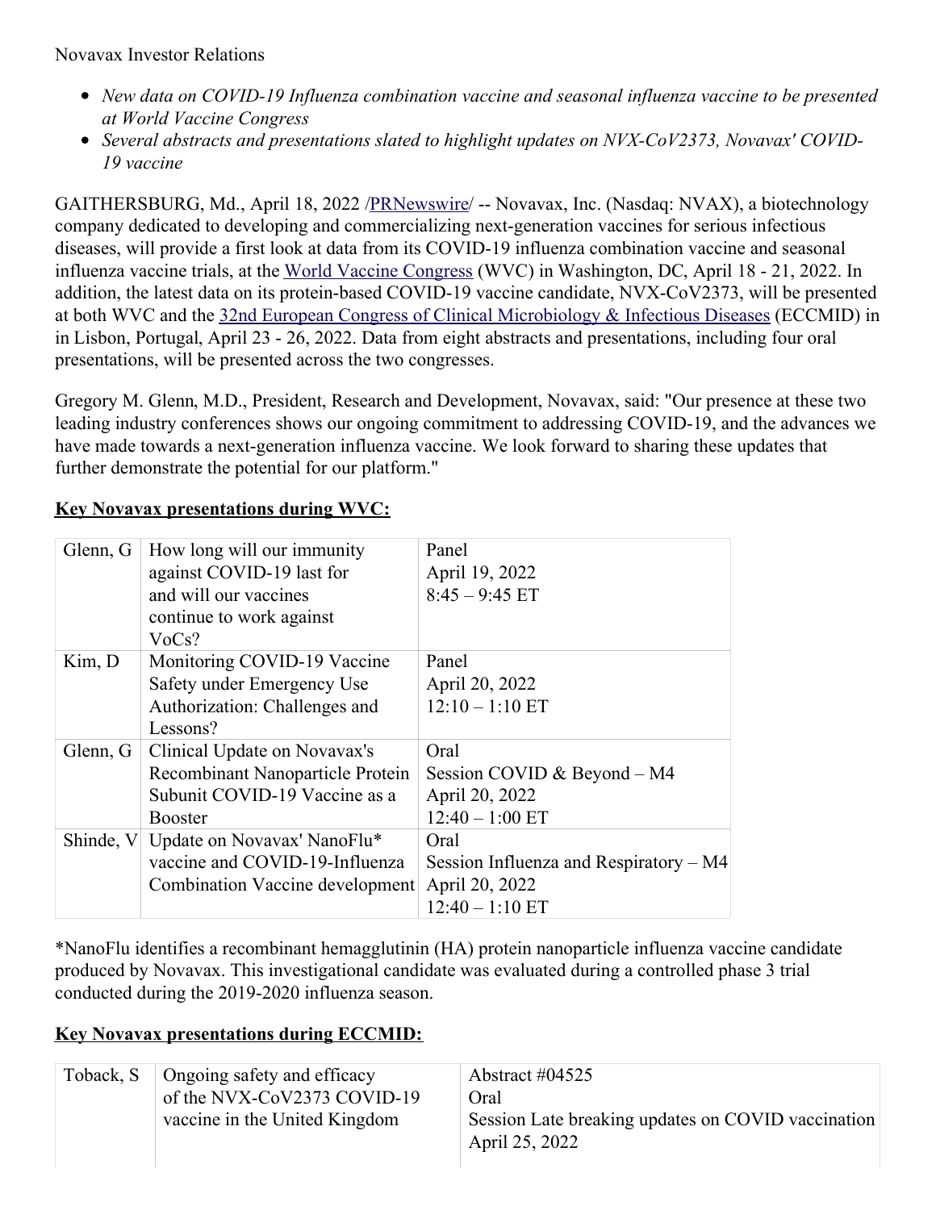Novavax Investor Relations

- *New data on COVID-19 Influenza combination vaccine and seasonal influenza vaccine to be presented at World Vaccine Congress*
- *Several abstracts and presentations slated to highlight updates on NVX-CoV2373, Novavax' COVID-19 vaccine*

GAITHERSBURG, Md., April 18, 2022 /PRNewswire/ -- Novavax, Inc. (Nasdaq: NVAX), a biotechnology company dedicated to developing and commercializing next-generation vaccines for serious infectious diseases, will provide a first look at data from its COVID-19 influenza combination vaccine and seasonal influenza vaccine trials, at the World Vaccine Congress (WVC) in Washington, DC, April 18 - 21, 2022. In addition, the latest data on its protein-based COVID-19 vaccine candidate, NVX-CoV2373, will be presented at both WVC and the 32nd European Congress of Clinical Microbiology & Infectious Diseases (ECCMID) in in Lisbon, Portugal, April 23 - 26, 2022. Data from eight abstracts and presentations, including four oral presentations, will be presented across the two congresses.

Gregory M. Glenn, M.D., President, Research and Development, Novavax, said: "Our presence at these two leading industry conferences shows our ongoing commitment to addressing COVID-19, and the advances we have made towards a next-generation influenza vaccine. We look forward to sharing these updates that further demonstrate the potential for our platform."

**Key Novavax presentations during WVC:**

| | | |
|---|---|---|
| Glenn, G | How long will our immunity against COVID-19 last for and will our vaccines continue to work against VoCs? | Panel<br>April 19, 2022<br>8:45 – 9:45 ET |
| Kim, D | Monitoring COVID-19 Vaccine Safety under Emergency Use Authorization: Challenges and Lessons? | Panel<br>April 20, 2022<br>12:10 – 1:10 ET |
| Glenn, G | Clinical Update on Novavax's Recombinant Nanoparticle Protein Subunit COVID-19 Vaccine as a Booster | Oral<br>Session COVID & Beyond – M4<br>April 20, 2022<br>12:40 – 1:00 ET |
| Shinde, V | Update on Novavax' NanoFlu* vaccine and COVID-19-Influenza Combination Vaccine development | Oral<br>Session Influenza and Respiratory – M4<br>April 20, 2022<br>12:40 – 1:10 ET |

*NanoFlu identifies a recombinant hemagglutinin (HA) protein nanoparticle influenza vaccine candidate produced by Novavax. This investigational candidate was evaluated during a controlled phase 3 trial conducted during the 2019-2020 influenza season.

**Key Novavax presentations during ECCMID:**

| | | |
|---|---|---|
| Toback, S | Ongoing safety and efficacy of the NVX-CoV2373 COVID-19 vaccine in the United Kingdom | Abstract #04525<br>Oral<br>Session Late breaking updates on COVID vaccination<br>April 25, 2022 |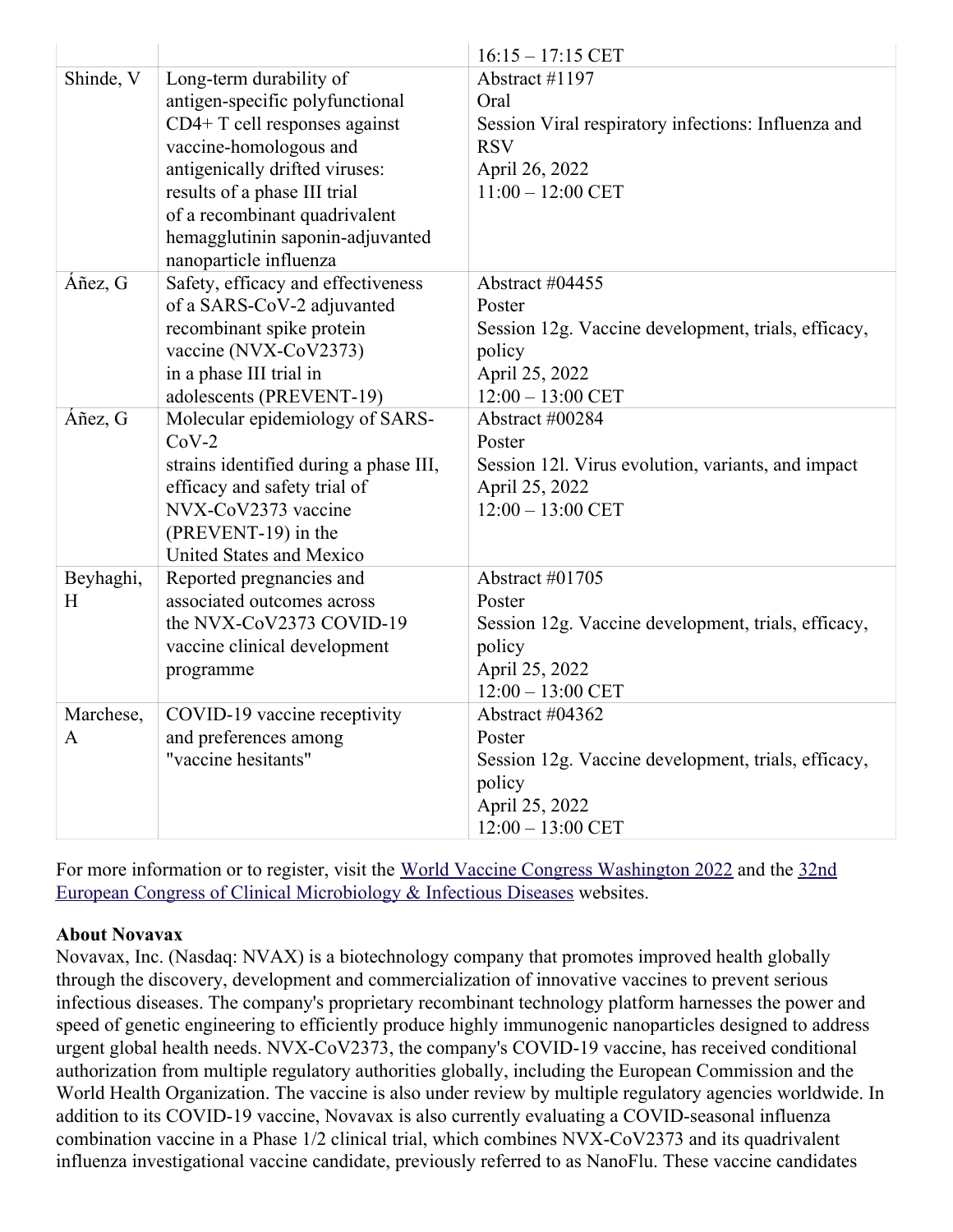| | | |
|---|---|---|
| | | 16:15 – 17:15 CET |
| Shinde, V | Long-term durability of antigen-specific polyfunctional CD4+ T cell responses against vaccine-homologous and antigenically drifted viruses: results of a phase III trial of a recombinant quadrivalent hemagglutinin saponin-adjuvanted nanoparticle influenza | Abstract #1197<br>Oral<br>Session Viral respiratory infections: Influenza and RSV<br>April 26, 2022<br>11:00 – 12:00 CET |
| Áñez, G | Safety, efficacy and effectiveness of a SARS-CoV-2 adjuvanted recombinant spike protein vaccine (NVX-CoV2373) in a phase III trial in adolescents (PREVENT-19) | Abstract #04455<br>Poster<br>Session 12g. Vaccine development, trials, efficacy, policy<br>April 25, 2022<br>12:00 – 13:00 CET |
| Áñez, G | Molecular epidemiology of SARS-CoV-2 strains identified during a phase III, efficacy and safety trial of NVX-CoV2373 vaccine (PREVENT-19) in the United States and Mexico | Abstract #00284<br>Poster<br>Session 12l. Virus evolution, variants, and impact<br>April 25, 2022<br>12:00 – 13:00 CET |
| Beyhaghi, H | Reported pregnancies and associated outcomes across the NVX-CoV2373 COVID-19 vaccine clinical development programme | Abstract #01705<br>Poster<br>Session 12g. Vaccine development, trials, efficacy, policy<br>April 25, 2022<br>12:00 – 13:00 CET |
| Marchese, A | COVID-19 vaccine receptivity and preferences among "vaccine hesitants" | Abstract #04362<br>Poster<br>Session 12g. Vaccine development, trials, efficacy, policy<br>April 25, 2022<br>12:00 – 13:00 CET |

For more information or to register, visit the World Vaccine Congress Washington 2022 and the 32nd European Congress of Clinical Microbiology & Infectious Diseases websites.

**About Novavax**

Novavax, Inc. (Nasdaq: NVAX) is a biotechnology company that promotes improved health globally through the discovery, development and commercialization of innovative vaccines to prevent serious infectious diseases. The company's proprietary recombinant technology platform harnesses the power and speed of genetic engineering to efficiently produce highly immunogenic nanoparticles designed to address urgent global health needs. NVX-CoV2373, the company's COVID-19 vaccine, has received conditional authorization from multiple regulatory authorities globally, including the European Commission and the World Health Organization. The vaccine is also under review by multiple regulatory agencies worldwide. In addition to its COVID-19 vaccine, Novavax is also currently evaluating a COVID-seasonal influenza combination vaccine in a Phase 1/2 clinical trial, which combines NVX-CoV2373 and its quadrivalent influenza investigational vaccine candidate, previously referred to as NanoFlu. These vaccine candidates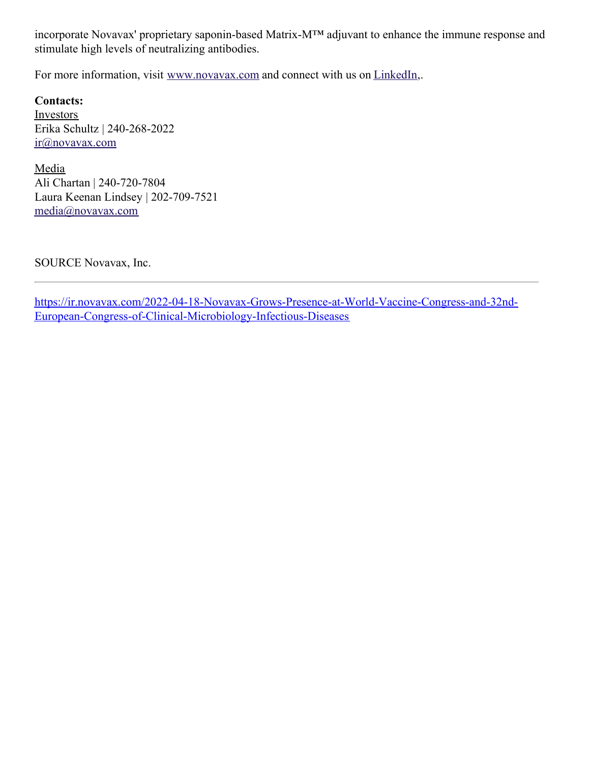incorporate Novavax' proprietary saponin-based Matrix-M™ adjuvant to enhance the immune response and stimulate high levels of neutralizing antibodies.

For more information, visit [www.novavax.com](http://www.novavax.com) and connect with us on LinkedIn,.

**Contacts:**
Investors
Erika Schultz | 240-268-2022
ir@novavax.com

Media
Ali Chartan | 240-720-7804
Laura Keenan Lindsey | 202-709-7521
media@novavax.com

SOURCE Novavax, Inc.

---

https://ir.novavax.com/2022-04-18-Novavax-Grows-Presence-at-World-Vaccine-Congress-and-32nd-European-Congress-of-Clinical-Microbiology-Infectious-Diseases